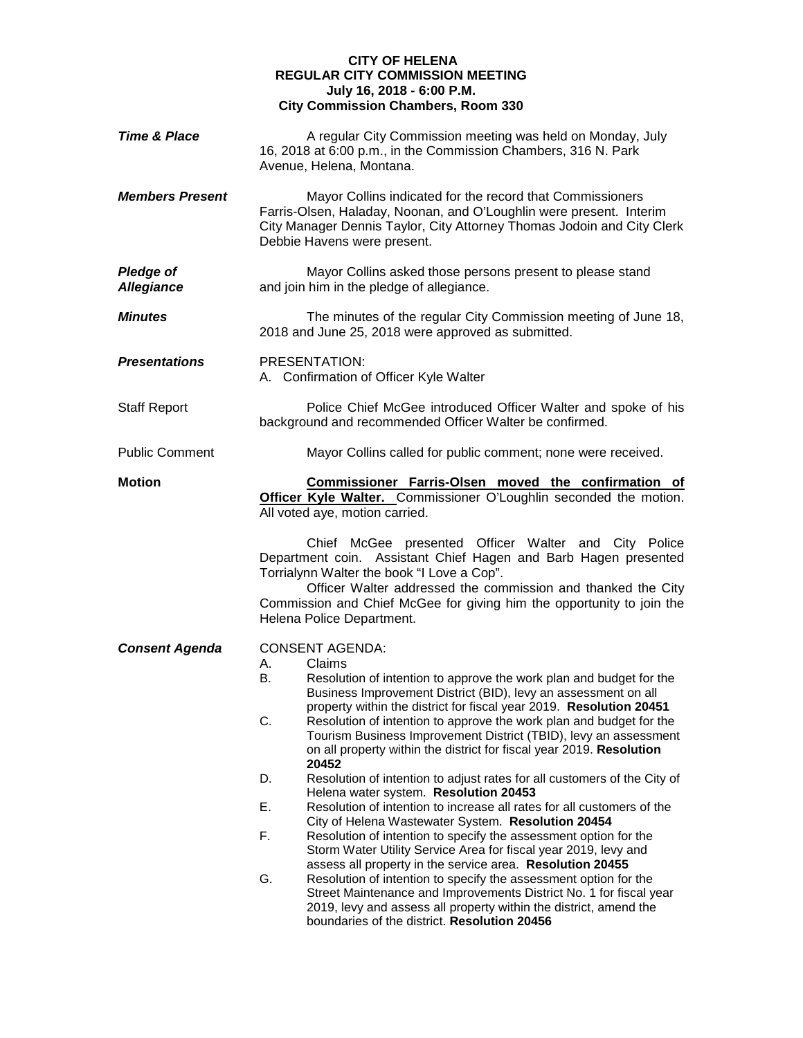# CITY OF HELENA
## REGULAR CITY COMMISSION MEETING
### July 16, 2018 - 6:00 P.M.
### City Commission Chambers, Room 330

***Time & Place***

A regular City Commission meeting was held on Monday, July 16, 2018 at 6:00 p.m., in the Commission Chambers, 316 N. Park Avenue, Helena, Montana.

***Members Present***

Mayor Collins indicated for the record that Commissioners Farris-Olsen, Haladay, Noonan, and O'Loughlin were present. Interim City Manager Dennis Taylor, City Attorney Thomas Jodoin and City Clerk Debbie Havens were present.

***Pledge of Allegiance***

Mayor Collins asked those persons present to please stand and join him in the pledge of allegiance.

***Minutes***

The minutes of the regular City Commission meeting of June 18, 2018 and June 25, 2018 were approved as submitted.

***Presentations***

PRESENTATION:
A. Confirmation of Officer Kyle Walter

Staff Report

Police Chief McGee introduced Officer Walter and spoke of his background and recommended Officer Walter be confirmed.

Public Comment

Mayor Collins called for public comment; none were received.

**Motion**

**Commissioner Farris-Olsen moved the confirmation of Officer Kyle Walter.** Commissioner O'Loughlin seconded the motion. All voted aye, motion carried.

Chief McGee presented Officer Walter and City Police Department coin. Assistant Chief Hagen and Barb Hagen presented Torrialynn Walter the book "I Love a Cop".

Officer Walter addressed the commission and thanked the City Commission and Chief McGee for giving him the opportunity to join the Helena Police Department.

***Consent Agenda***

CONSENT AGENDA:

A. Claims
B. Resolution of intention to approve the work plan and budget for the Business Improvement District (BID), levy an assessment on all property within the district for fiscal year 2019. **Resolution 20451**
C. Resolution of intention to approve the work plan and budget for the Tourism Business Improvement District (TBID), levy an assessment on all property within the district for fiscal year 2019. **Resolution 20452**
D. Resolution of intention to adjust rates for all customers of the City of Helena water system. **Resolution 20453**
E. Resolution of intention to increase all rates for all customers of the City of Helena Wastewater System. **Resolution 20454**
F. Resolution of intention to specify the assessment option for the Storm Water Utility Service Area for fiscal year 2019, levy and assess all property in the service area. **Resolution 20455**
G. Resolution of intention to specify the assessment option for the Street Maintenance and Improvements District No. 1 for fiscal year 2019, levy and assess all property within the district, amend the boundaries of the district. **Resolution 20456**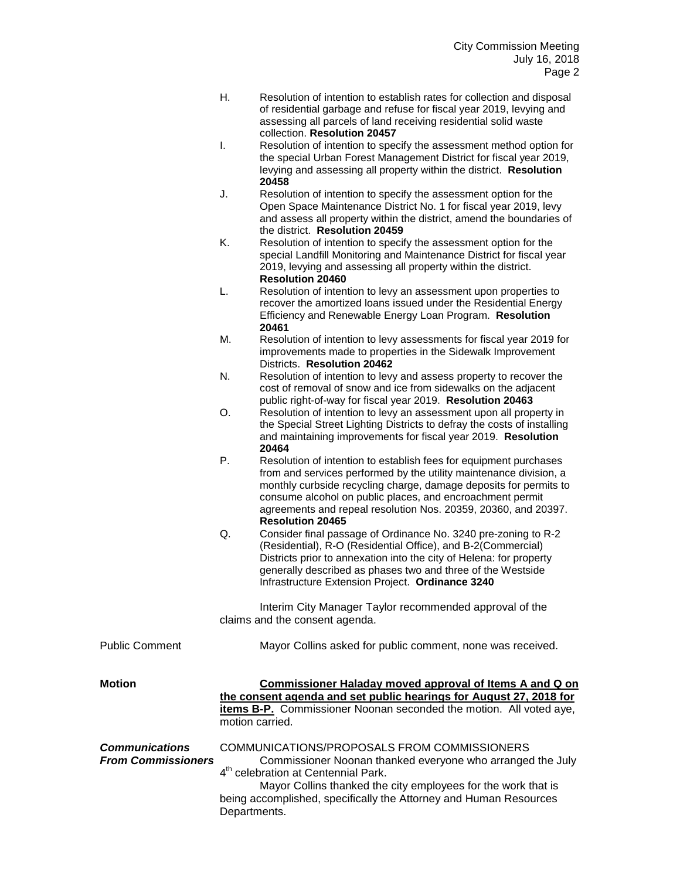H. Resolution of intention to establish rates for collection and disposal of residential garbage and refuse for fiscal year 2019, levying and assessing all parcels of land receiving residential solid waste collection. **Resolution 20457**

I. Resolution of intention to specify the assessment method option for the special Urban Forest Management District for fiscal year 2019, levying and assessing all property within the district. **Resolution 20458**

J. Resolution of intention to specify the assessment option for the Open Space Maintenance District No. 1 for fiscal year 2019, levy and assess all property within the district, amend the boundaries of the district. **Resolution 20459**

K. Resolution of intention to specify the assessment option for the special Landfill Monitoring and Maintenance District for fiscal year 2019, levying and assessing all property within the district. **Resolution 20460**

L. Resolution of intention to levy an assessment upon properties to recover the amortized loans issued under the Residential Energy Efficiency and Renewable Energy Loan Program. **Resolution 20461**

M. Resolution of intention to levy assessments for fiscal year 2019 for improvements made to properties in the Sidewalk Improvement Districts. **Resolution 20462**

N. Resolution of intention to levy and assess property to recover the cost of removal of snow and ice from sidewalks on the adjacent public right-of-way for fiscal year 2019. **Resolution 20463**

O. Resolution of intention to levy an assessment upon all property in the Special Street Lighting Districts to defray the costs of installing and maintaining improvements for fiscal year 2019. **Resolution 20464**

P. Resolution of intention to establish fees for equipment purchases from and services performed by the utility maintenance division, a monthly curbside recycling charge, damage deposits for permits to consume alcohol on public places, and encroachment permit agreements and repeal resolution Nos. 20359, 20360, and 20397. **Resolution 20465**

Q. Consider final passage of Ordinance No. 3240 pre-zoning to R-2 (Residential), R-O (Residential Office), and B-2(Commercial) Districts prior to annexation into the city of Helena: for property generally described as phases two and three of the Westside Infrastructure Extension Project. **Ordinance 3240**

Interim City Manager Taylor recommended approval of the claims and the consent agenda.

Public Comment

Mayor Collins asked for public comment, none was received.

**Motion**

**Commissioner Haladay moved approval of Items A and Q on the consent agenda and set public hearings for August 27, 2018 for items B-P.** Commissioner Noonan seconded the motion. All voted aye, motion carried.

***Communications From Commissioners***

COMMUNICATIONS/PROPOSALS FROM COMMISSIONERS

Commissioner Noonan thanked everyone who arranged the July 4th celebration at Centennial Park.

Mayor Collins thanked the city employees for the work that is being accomplished, specifically the Attorney and Human Resources Departments.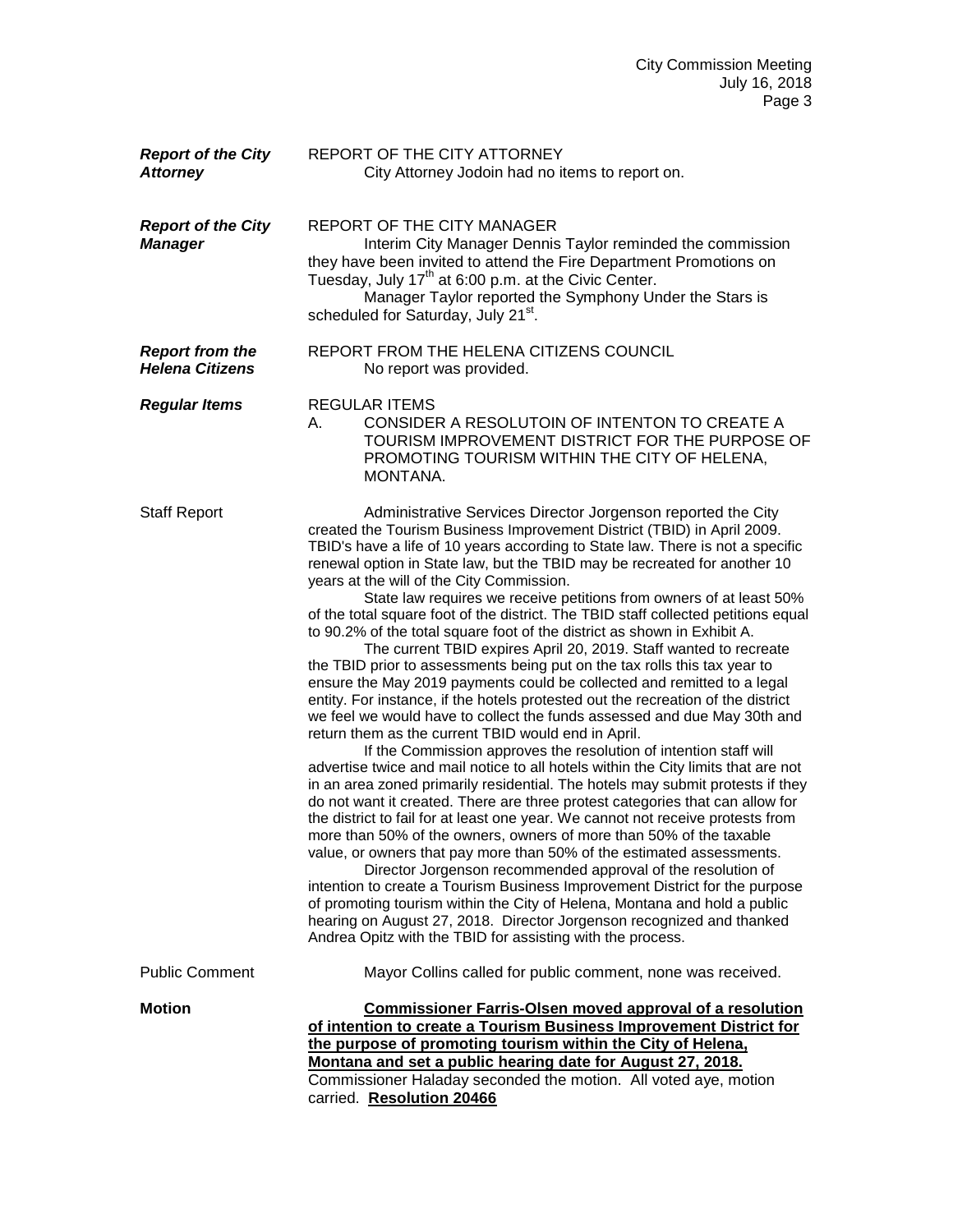***Report of the City Attorney***

REPORT OF THE CITY ATTORNEY

City Attorney Jodoin had no items to report on.

***Report of the City Manager***

REPORT OF THE CITY MANAGER

Interim City Manager Dennis Taylor reminded the commission they have been invited to attend the Fire Department Promotions on Tuesday, July 17th at 6:00 p.m. at the Civic Center.

Manager Taylor reported the Symphony Under the Stars is scheduled for Saturday, July 21st.

***Report from the Helena Citizens***

REPORT FROM THE HELENA CITIZENS COUNCIL

No report was provided.

***Regular Items***

REGULAR ITEMS

A. CONSIDER A RESOLUTOIN OF INTENTON TO CREATE A TOURISM IMPROVEMENT DISTRICT FOR THE PURPOSE OF PROMOTING TOURISM WITHIN THE CITY OF HELENA, MONTANA.

Staff Report

Administrative Services Director Jorgenson reported the City created the Tourism Business Improvement District (TBID) in April 2009. TBID's have a life of 10 years according to State law. There is not a specific renewal option in State law, but the TBID may be recreated for another 10 years at the will of the City Commission.

State law requires we receive petitions from owners of at least 50% of the total square foot of the district. The TBID staff collected petitions equal to 90.2% of the total square foot of the district as shown in Exhibit A.

The current TBID expires April 20, 2019. Staff wanted to recreate the TBID prior to assessments being put on the tax rolls this tax year to ensure the May 2019 payments could be collected and remitted to a legal entity. For instance, if the hotels protested out the recreation of the district we feel we would have to collect the funds assessed and due May 30th and return them as the current TBID would end in April.

If the Commission approves the resolution of intention staff will advertise twice and mail notice to all hotels within the City limits that are not in an area zoned primarily residential. The hotels may submit protests if they do not want it created. There are three protest categories that can allow for the district to fail for at least one year. We cannot not receive protests from more than 50% of the owners, owners of more than 50% of the taxable value, or owners that pay more than 50% of the estimated assessments.

Director Jorgenson recommended approval of the resolution of intention to create a Tourism Business Improvement District for the purpose of promoting tourism within the City of Helena, Montana and hold a public hearing on August 27, 2018. Director Jorgenson recognized and thanked Andrea Opitz with the TBID for assisting with the process.

Public Comment

Mayor Collins called for public comment, none was received.

**Motion**

**Commissioner Farris-Olsen moved approval of a resolution of intention to create a Tourism Business Improvement District for the purpose of promoting tourism within the City of Helena, Montana and set a public hearing date for August 27, 2018.** Commissioner Haladay seconded the motion. All voted aye, motion carried. **Resolution 20466**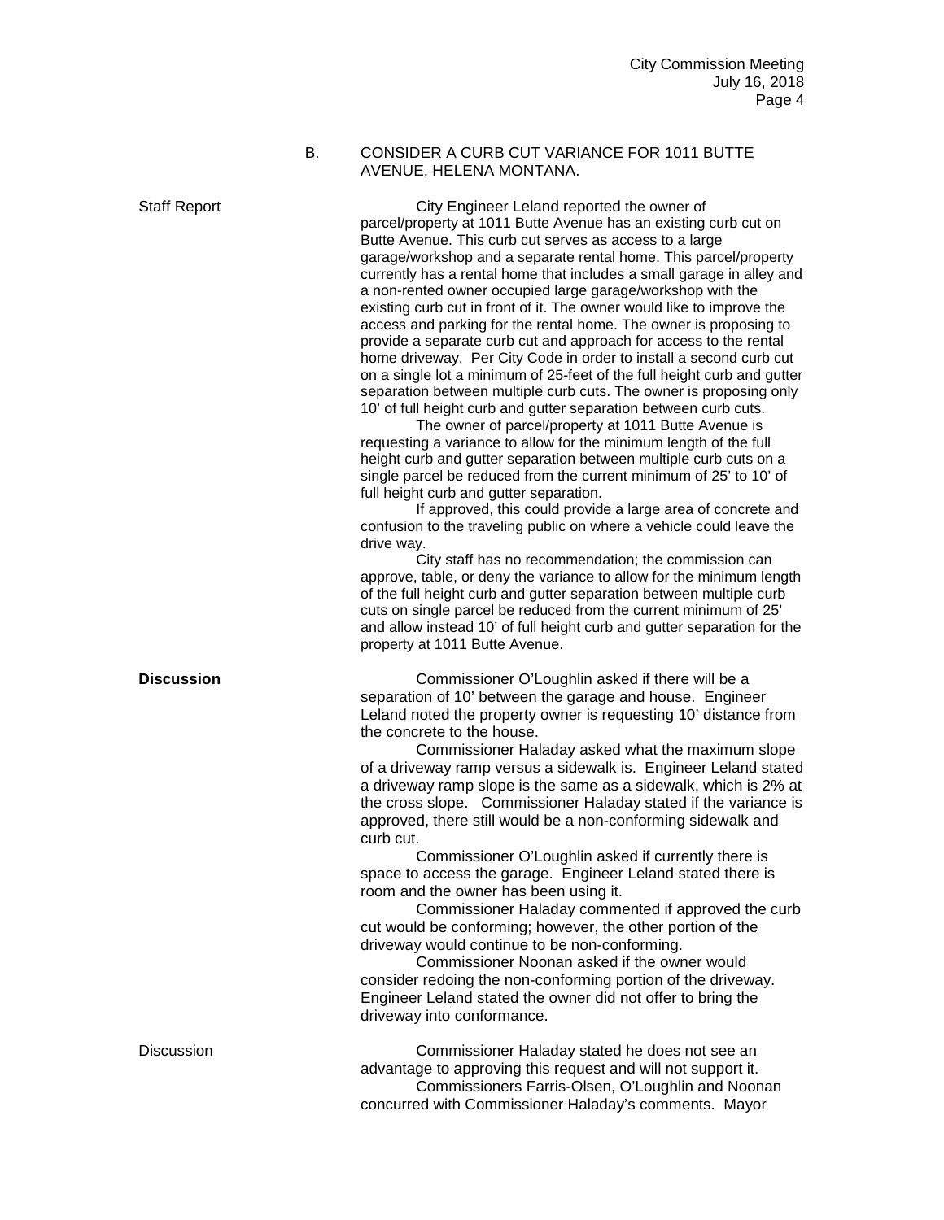B. CONSIDER A CURB CUT VARIANCE FOR 1011 BUTTE AVENUE, HELENA MONTANA.

Staff Report

City Engineer Leland reported the owner of parcel/property at 1011 Butte Avenue has an existing curb cut on Butte Avenue. This curb cut serves as access to a large garage/workshop and a separate rental home. This parcel/property currently has a rental home that includes a small garage in alley and a non-rented owner occupied large garage/workshop with the existing curb cut in front of it. The owner would like to improve the access and parking for the rental home. The owner is proposing to provide a separate curb cut and approach for access to the rental home driveway. Per City Code in order to install a second curb cut on a single lot a minimum of 25-feet of the full height curb and gutter separation between multiple curb cuts. The owner is proposing only 10' of full height curb and gutter separation between curb cuts.

The owner of parcel/property at 1011 Butte Avenue is requesting a variance to allow for the minimum length of the full height curb and gutter separation between multiple curb cuts on a single parcel be reduced from the current minimum of 25' to 10' of full height curb and gutter separation.

If approved, this could provide a large area of concrete and confusion to the traveling public on where a vehicle could leave the drive way.

City staff has no recommendation; the commission can approve, table, or deny the variance to allow for the minimum length of the full height curb and gutter separation between multiple curb cuts on single parcel be reduced from the current minimum of 25' and allow instead 10' of full height curb and gutter separation for the property at 1011 Butte Avenue.

**Discussion**

Commissioner O'Loughlin asked if there will be a separation of 10' between the garage and house. Engineer Leland noted the property owner is requesting 10' distance from the concrete to the house.

Commissioner Haladay asked what the maximum slope of a driveway ramp versus a sidewalk is. Engineer Leland stated a driveway ramp slope is the same as a sidewalk, which is 2% at the cross slope. Commissioner Haladay stated if the variance is approved, there still would be a non-conforming sidewalk and curb cut.

Commissioner O'Loughlin asked if currently there is space to access the garage. Engineer Leland stated there is room and the owner has been using it.

Commissioner Haladay commented if approved the curb cut would be conforming; however, the other portion of the driveway would continue to be non-conforming.

Commissioner Noonan asked if the owner would consider redoing the non-conforming portion of the driveway. Engineer Leland stated the owner did not offer to bring the driveway into conformance.

Discussion

Commissioner Haladay stated he does not see an advantage to approving this request and will not support it.

Commissioners Farris-Olsen, O'Loughlin and Noonan concurred with Commissioner Haladay's comments. Mayor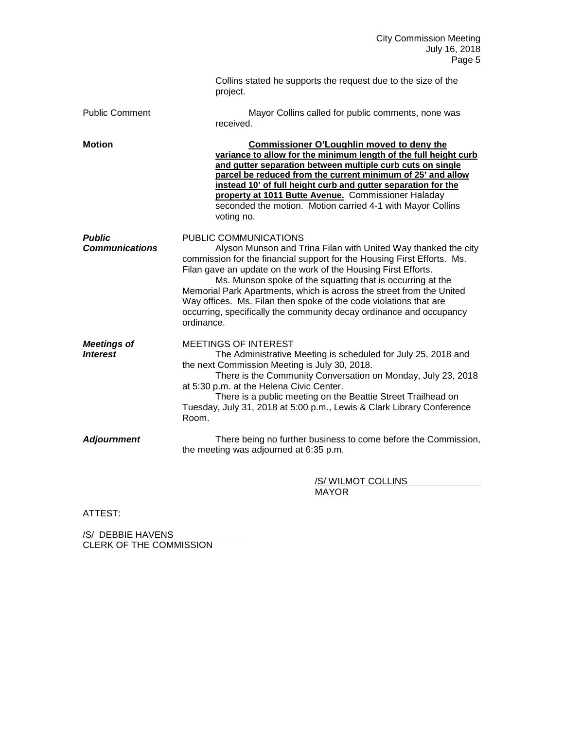Collins stated he supports the request due to the size of the project.

Public Comment

Mayor Collins called for public comments, none was received.

**Motion**

**Commissioner O'Loughlin moved to deny the variance to allow for the minimum length of the full height curb and gutter separation between multiple curb cuts on single parcel be reduced from the current minimum of 25' and allow instead 10' of full height curb and gutter separation for the property at 1011 Butte Avenue.** Commissioner Haladay seconded the motion. Motion carried 4-1 with Mayor Collins voting no.

***Public Communications***

PUBLIC COMMUNICATIONS

Alyson Munson and Trina Filan with United Way thanked the city commission for the financial support for the Housing First Efforts. Ms. Filan gave an update on the work of the Housing First Efforts.

Ms. Munson spoke of the squatting that is occurring at the Memorial Park Apartments, which is across the street from the United Way offices. Ms. Filan then spoke of the code violations that are occurring, specifically the community decay ordinance and occupancy ordinance.

***Meetings of Interest***

MEETINGS OF INTEREST

The Administrative Meeting is scheduled for July 25, 2018 and the next Commission Meeting is July 30, 2018.

There is the Community Conversation on Monday, July 23, 2018 at 5:30 p.m. at the Helena Civic Center.

There is a public meeting on the Beattie Street Trailhead on Tuesday, July 31, 2018 at 5:00 p.m., Lewis & Clark Library Conference Room.

***Adjournment***

There being no further business to come before the Commission, the meeting was adjourned at 6:35 p.m.

/S/ WILMOT COLLINS
MAYOR

ATTEST:

/S/ DEBBIE HAVENS
CLERK OF THE COMMISSION